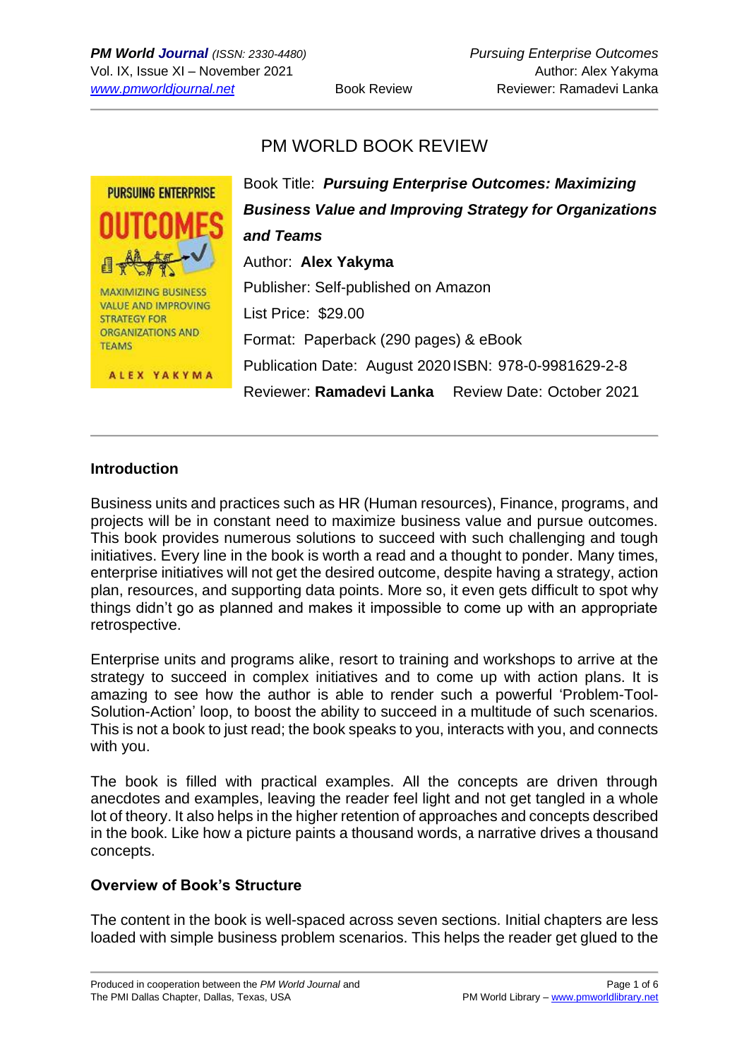# PM WORLD BOOK REVIEW

Book Title: ***Pursuing Enterprise Outcomes: Maximizing Business Value and Improving Strategy for Organizations and Teams***

Author: **Alex Yakyma**

Publisher: Self-published on Amazon

List Price: $29.00

Format: Paperback (290 pages) & eBook

Publication Date: August 2020 ISBN: 978-0-9981629-2-8

Reviewer: **Ramadevi Lanka** Review Date: October 2021

## Introduction

Business units and practices such as HR (Human resources), Finance, programs, and projects will be in constant need to maximize business value and pursue outcomes. This book provides numerous solutions to succeed with such challenging and tough initiatives. Every line in the book is worth a read and a thought to ponder. Many times, enterprise initiatives will not get the desired outcome, despite having a strategy, action plan, resources, and supporting data points. More so, it even gets difficult to spot why things didn't go as planned and makes it impossible to come up with an appropriate retrospective.

Enterprise units and programs alike, resort to training and workshops to arrive at the strategy to succeed in complex initiatives and to come up with action plans. It is amazing to see how the author is able to render such a powerful 'Problem-Tool-Solution-Action' loop, to boost the ability to succeed in a multitude of such scenarios. This is not a book to just read; the book speaks to you, interacts with you, and connects with you.

The book is filled with practical examples. All the concepts are driven through anecdotes and examples, leaving the reader feel light and not get tangled in a whole lot of theory. It also helps in the higher retention of approaches and concepts described in the book. Like how a picture paints a thousand words, a narrative drives a thousand concepts.

## Overview of Book's Structure

The content in the book is well-spaced across seven sections. Initial chapters are less loaded with simple business problem scenarios. This helps the reader get glued to the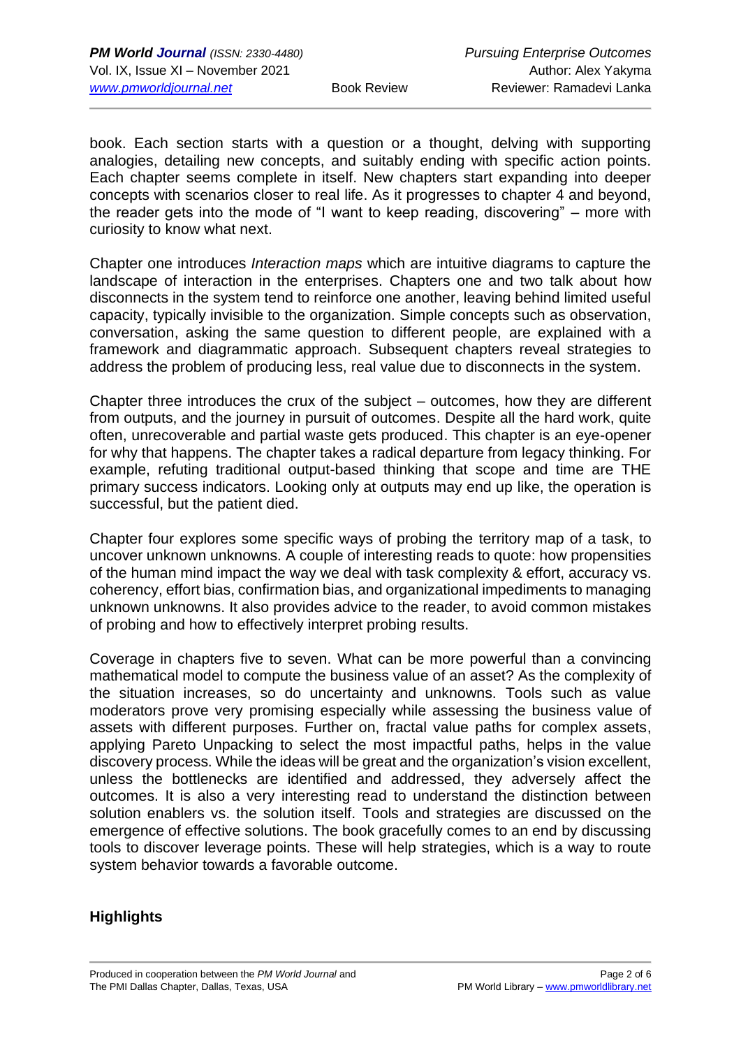book. Each section starts with a question or a thought, delving with supporting analogies, detailing new concepts, and suitably ending with specific action points. Each chapter seems complete in itself. New chapters start expanding into deeper concepts with scenarios closer to real life. As it progresses to chapter 4 and beyond, the reader gets into the mode of "I want to keep reading, discovering" – more with curiosity to know what next.

Chapter one introduces *Interaction maps* which are intuitive diagrams to capture the landscape of interaction in the enterprises. Chapters one and two talk about how disconnects in the system tend to reinforce one another, leaving behind limited useful capacity, typically invisible to the organization. Simple concepts such as observation, conversation, asking the same question to different people, are explained with a framework and diagrammatic approach. Subsequent chapters reveal strategies to address the problem of producing less, real value due to disconnects in the system.

Chapter three introduces the crux of the subject – outcomes, how they are different from outputs, and the journey in pursuit of outcomes. Despite all the hard work, quite often, unrecoverable and partial waste gets produced. This chapter is an eye-opener for why that happens. The chapter takes a radical departure from legacy thinking. For example, refuting traditional output-based thinking that scope and time are THE primary success indicators. Looking only at outputs may end up like, the operation is successful, but the patient died.

Chapter four explores some specific ways of probing the territory map of a task, to uncover unknown unknowns. A couple of interesting reads to quote: how propensities of the human mind impact the way we deal with task complexity & effort, accuracy vs. coherency, effort bias, confirmation bias, and organizational impediments to managing unknown unknowns. It also provides advice to the reader, to avoid common mistakes of probing and how to effectively interpret probing results.

Coverage in chapters five to seven. What can be more powerful than a convincing mathematical model to compute the business value of an asset? As the complexity of the situation increases, so do uncertainty and unknowns. Tools such as value moderators prove very promising especially while assessing the business value of assets with different purposes. Further on, fractal value paths for complex assets, applying Pareto Unpacking to select the most impactful paths, helps in the value discovery process. While the ideas will be great and the organization's vision excellent, unless the bottlenecks are identified and addressed, they adversely affect the outcomes. It is also a very interesting read to understand the distinction between solution enablers vs. the solution itself. Tools and strategies are discussed on the emergence of effective solutions. The book gracefully comes to an end by discussing tools to discover leverage points. These will help strategies, which is a way to route system behavior towards a favorable outcome.

## Highlights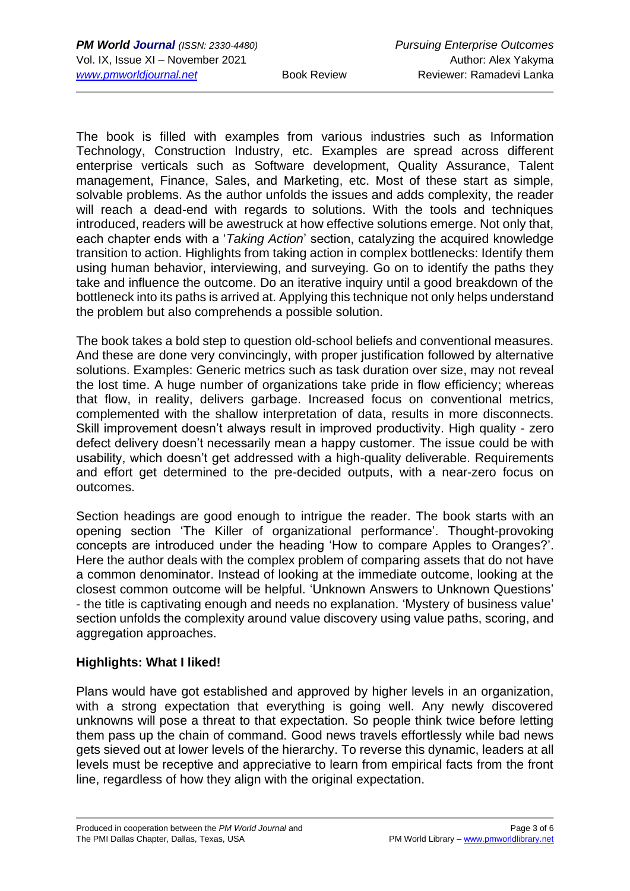The book is filled with examples from various industries such as Information Technology, Construction Industry, etc. Examples are spread across different enterprise verticals such as Software development, Quality Assurance, Talent management, Finance, Sales, and Marketing, etc. Most of these start as simple, solvable problems. As the author unfolds the issues and adds complexity, the reader will reach a dead-end with regards to solutions. With the tools and techniques introduced, readers will be awestruck at how effective solutions emerge. Not only that, each chapter ends with a '*Taking Action*' section, catalyzing the acquired knowledge transition to action. Highlights from taking action in complex bottlenecks: Identify them using human behavior, interviewing, and surveying. Go on to identify the paths they take and influence the outcome. Do an iterative inquiry until a good breakdown of the bottleneck into its paths is arrived at. Applying this technique not only helps understand the problem but also comprehends a possible solution.

The book takes a bold step to question old-school beliefs and conventional measures. And these are done very convincingly, with proper justification followed by alternative solutions. Examples: Generic metrics such as task duration over size, may not reveal the lost time. A huge number of organizations take pride in flow efficiency; whereas that flow, in reality, delivers garbage. Increased focus on conventional metrics, complemented with the shallow interpretation of data, results in more disconnects. Skill improvement doesn't always result in improved productivity. High quality - zero defect delivery doesn't necessarily mean a happy customer. The issue could be with usability, which doesn't get addressed with a high-quality deliverable. Requirements and effort get determined to the pre-decided outputs, with a near-zero focus on outcomes.

Section headings are good enough to intrigue the reader. The book starts with an opening section 'The Killer of organizational performance'. Thought-provoking concepts are introduced under the heading 'How to compare Apples to Oranges?'. Here the author deals with the complex problem of comparing assets that do not have a common denominator. Instead of looking at the immediate outcome, looking at the closest common outcome will be helpful. 'Unknown Answers to Unknown Questions' - the title is captivating enough and needs no explanation. 'Mystery of business value' section unfolds the complexity around value discovery using value paths, scoring, and aggregation approaches.

**Highlights: What I liked!**

Plans would have got established and approved by higher levels in an organization, with a strong expectation that everything is going well. Any newly discovered unknowns will pose a threat to that expectation. So people think twice before letting them pass up the chain of command. Good news travels effortlessly while bad news gets sieved out at lower levels of the hierarchy. To reverse this dynamic, leaders at all levels must be receptive and appreciative to learn from empirical facts from the front line, regardless of how they align with the original expectation.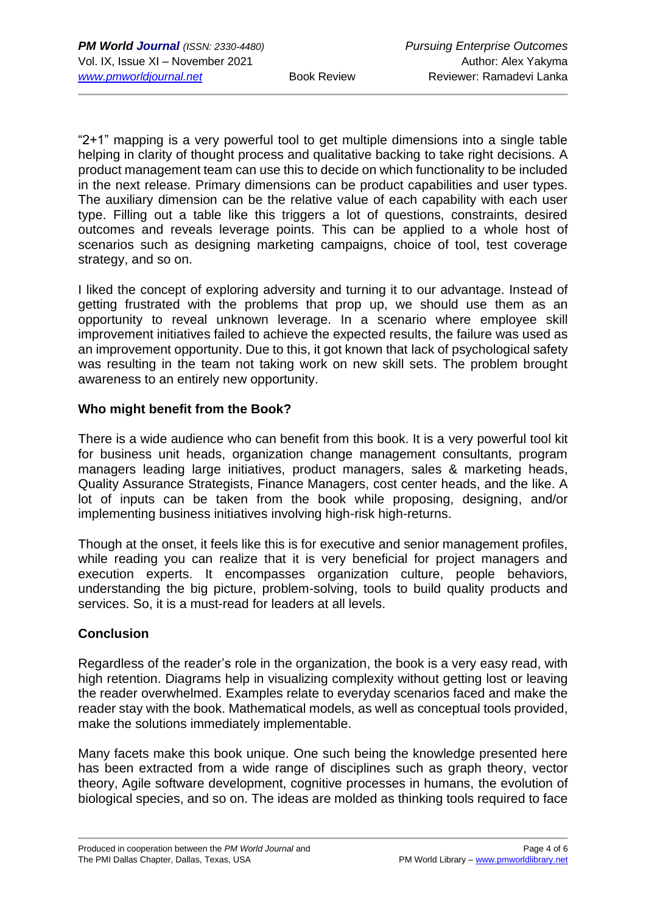"2+1" mapping is a very powerful tool to get multiple dimensions into a single table helping in clarity of thought process and qualitative backing to take right decisions. A product management team can use this to decide on which functionality to be included in the next release. Primary dimensions can be product capabilities and user types. The auxiliary dimension can be the relative value of each capability with each user type. Filling out a table like this triggers a lot of questions, constraints, desired outcomes and reveals leverage points. This can be applied to a whole host of scenarios such as designing marketing campaigns, choice of tool, test coverage strategy, and so on.

I liked the concept of exploring adversity and turning it to our advantage. Instead of getting frustrated with the problems that prop up, we should use them as an opportunity to reveal unknown leverage. In a scenario where employee skill improvement initiatives failed to achieve the expected results, the failure was used as an improvement opportunity. Due to this, it got known that lack of psychological safety was resulting in the team not taking work on new skill sets. The problem brought awareness to an entirely new opportunity.

## Who might benefit from the Book?

There is a wide audience who can benefit from this book. It is a very powerful tool kit for business unit heads, organization change management consultants, program managers leading large initiatives, product managers, sales & marketing heads, Quality Assurance Strategists, Finance Managers, cost center heads, and the like. A lot of inputs can be taken from the book while proposing, designing, and/or implementing business initiatives involving high-risk high-returns.

Though at the onset, it feels like this is for executive and senior management profiles, while reading you can realize that it is very beneficial for project managers and execution experts. It encompasses organization culture, people behaviors, understanding the big picture, problem-solving, tools to build quality products and services. So, it is a must-read for leaders at all levels.

## Conclusion

Regardless of the reader's role in the organization, the book is a very easy read, with high retention. Diagrams help in visualizing complexity without getting lost or leaving the reader overwhelmed. Examples relate to everyday scenarios faced and make the reader stay with the book. Mathematical models, as well as conceptual tools provided, make the solutions immediately implementable.

Many facets make this book unique. One such being the knowledge presented here has been extracted from a wide range of disciplines such as graph theory, vector theory, Agile software development, cognitive processes in humans, the evolution of biological species, and so on. The ideas are molded as thinking tools required to face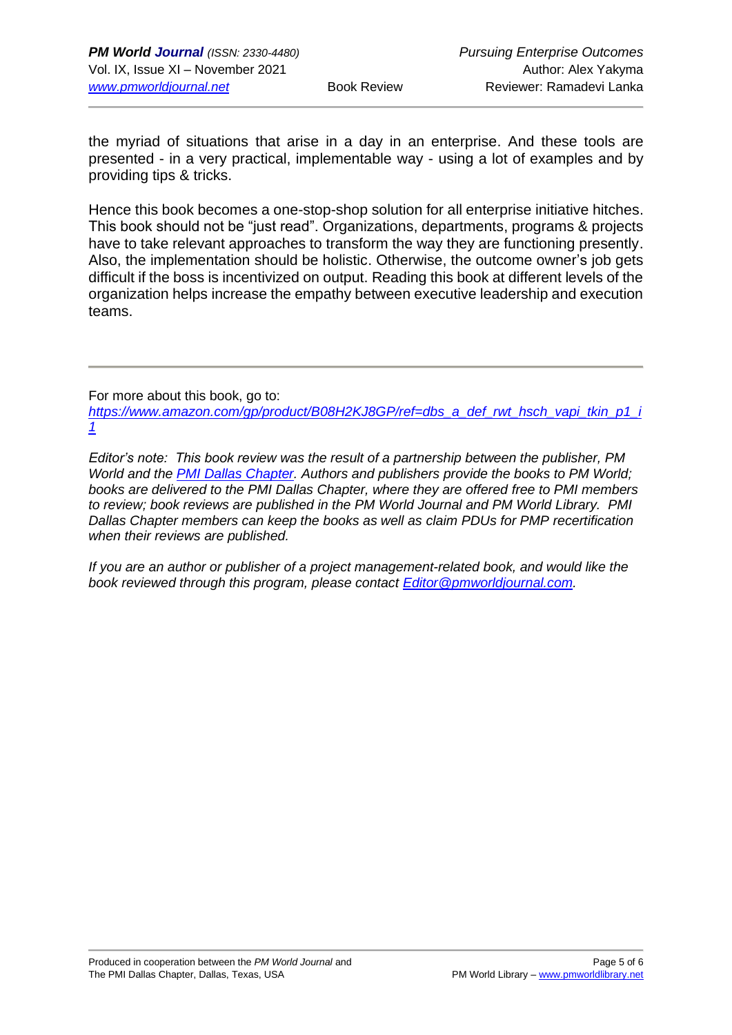the myriad of situations that arise in a day in an enterprise. And these tools are presented - in a very practical, implementable way - using a lot of examples and by providing tips & tricks.

Hence this book becomes a one-stop-shop solution for all enterprise initiative hitches. This book should not be "just read". Organizations, departments, programs & projects have to take relevant approaches to transform the way they are functioning presently. Also, the implementation should be holistic. Otherwise, the outcome owner's job gets difficult if the boss is incentivized on output. Reading this book at different levels of the organization helps increase the empathy between executive leadership and execution teams.

---

For more about this book, go to:
*https://www.amazon.com/gp/product/B08H2KJ8GP/ref=dbs_a_def_rwt_hsch_vapi_tkin_p1_i1*

*Editor's note: This book review was the result of a partnership between the publisher, PM World and the PMI Dallas Chapter. Authors and publishers provide the books to PM World; books are delivered to the PMI Dallas Chapter, where they are offered free to PMI members to review; book reviews are published in the PM World Journal and PM World Library. PMI Dallas Chapter members can keep the books as well as claim PDUs for PMP recertification when their reviews are published.*

*If you are an author or publisher of a project management-related book, and would like the book reviewed through this program, please contact Editor@pmworldjournal.com.*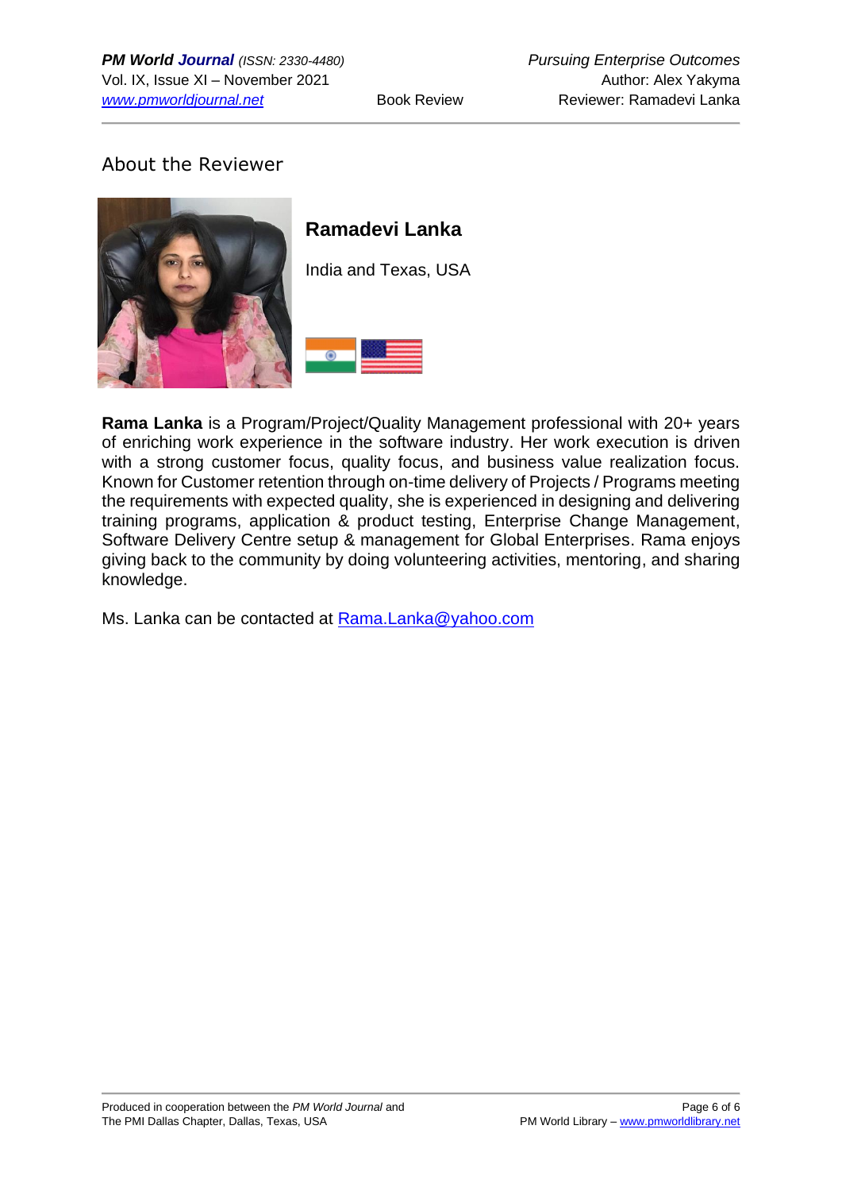## About the Reviewer

### Ramadevi Lanka

India and Texas, USA

**Rama Lanka** is a Program/Project/Quality Management professional with 20+ years of enriching work experience in the software industry. Her work execution is driven with a strong customer focus, quality focus, and business value realization focus. Known for Customer retention through on-time delivery of Projects / Programs meeting the requirements with expected quality, she is experienced in designing and delivering training programs, application & product testing, Enterprise Change Management, Software Delivery Centre setup & management for Global Enterprises. Rama enjoys giving back to the community by doing volunteering activities, mentoring, and sharing knowledge.

Ms. Lanka can be contacted at Rama.Lanka@yahoo.com